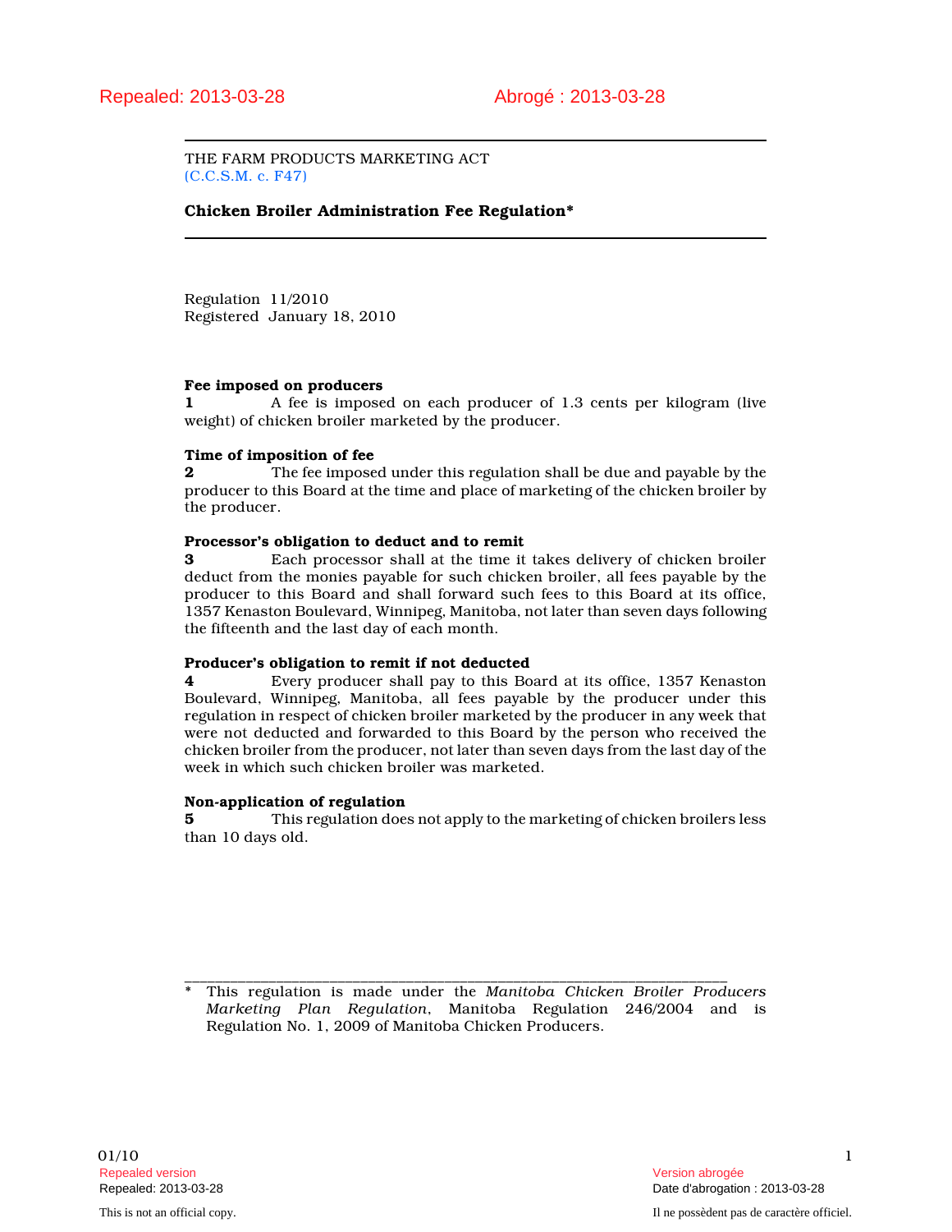Repealed: 2013-03-28 Abrogé : 2013-03-28

THE FARM PRODUCTS MARKETING ACT
(C.C.S.M. c. F47)

## Chicken Broiler Administration Fee Regulation*

Regulation 11/2010
Registered January 18, 2010

**Fee imposed on producers**
**1** A fee is imposed on each producer of 1.3 cents per kilogram (live weight) of chicken broiler marketed by the producer.

**Time of imposition of fee**
**2** The fee imposed under this regulation shall be due and payable by the producer to this Board at the time and place of marketing of the chicken broiler by the producer.

**Processor's obligation to deduct and to remit**
**3** Each processor shall at the time it takes delivery of chicken broiler deduct from the monies payable for such chicken broiler, all fees payable by the producer to this Board and shall forward such fees to this Board at its office, 1357 Kenaston Boulevard, Winnipeg, Manitoba, not later than seven days following the fifteenth and the last day of each month.

**Producer's obligation to remit if not deducted**
**4** Every producer shall pay to this Board at its office, 1357 Kenaston Boulevard, Winnipeg, Manitoba, all fees payable by the producer under this regulation in respect of chicken broiler marketed by the producer in any week that were not deducted and forwarded to this Board by the person who received the chicken broiler from the producer, not later than seven days from the last day of the week in which such chicken broiler was marketed.

**Non-application of regulation**
**5** This regulation does not apply to the marketing of chicken broilers less than 10 days old.

---

\* This regulation is made under the *Manitoba Chicken Broiler Producers Marketing Plan Regulation*, Manitoba Regulation 246/2004 and is Regulation No. 1, 2009 of Manitoba Chicken Producers.

01/10

Repealed version / Version abrogée
Repealed: 2013-03-28 / Date d'abrogation : 2013-03-28

This is not an official copy. / Il ne possèdent pas de caractère officiel.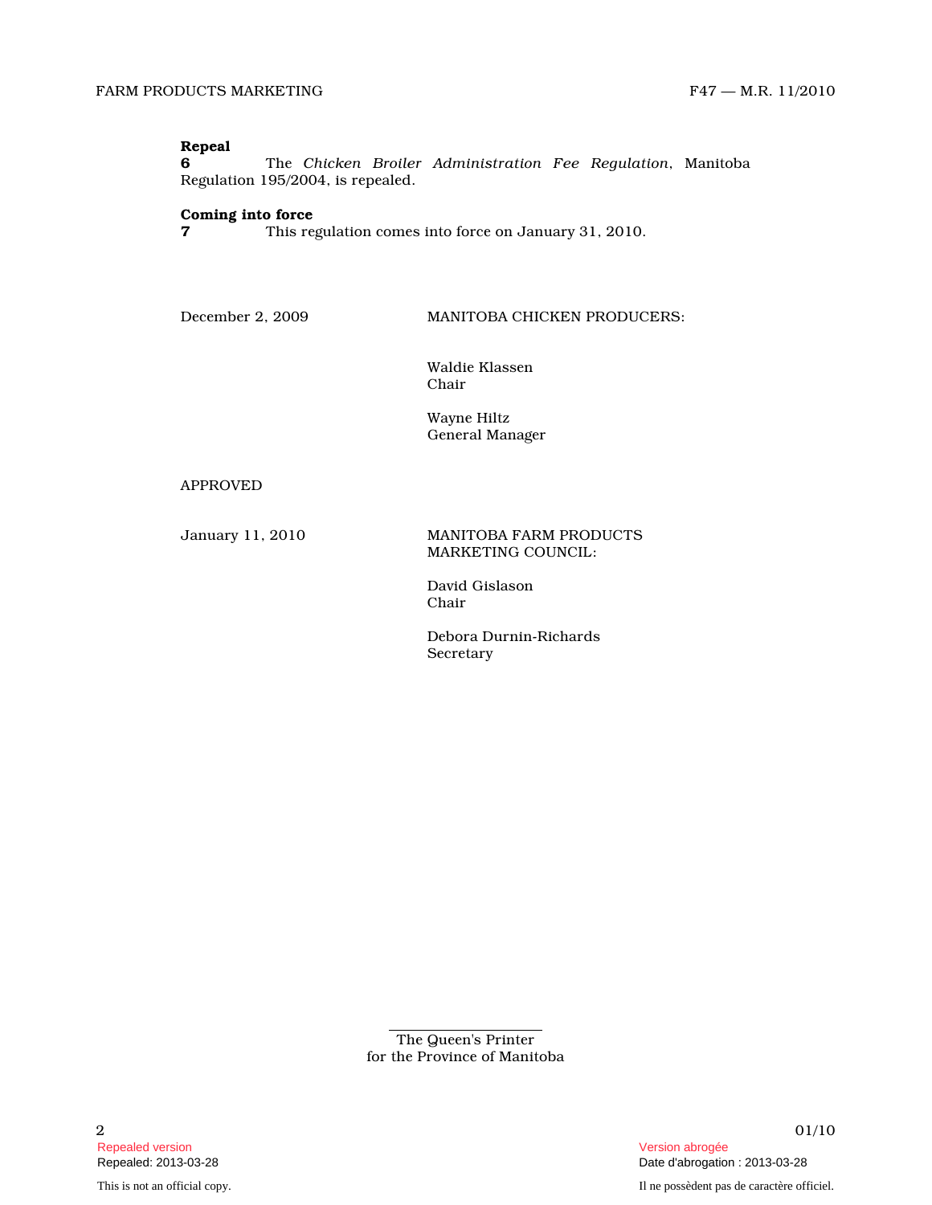**Repeal**

**6** The *Chicken Broiler Administration Fee Regulation*, Manitoba Regulation 195/2004, is repealed.

**Coming into force**

**7** This regulation comes into force on January 31, 2010.

December 2, 2009

MANITOBA CHICKEN PRODUCERS:

Waldie Klassen
Chair

Wayne Hiltz
General Manager

APPROVED

January 11, 2010

MANITOBA FARM PRODUCTS MARKETING COUNCIL:

David Gislason
Chair

Debora Durnin-Richards
Secretary

The Queen's Printer
for the Province of Manitoba

Repealed version
Repealed: 2013-03-28

Version abrogée
Date d'abrogation : 2013-03-28

This is not an official copy.

Il ne possèdent pas de caractère officiel.